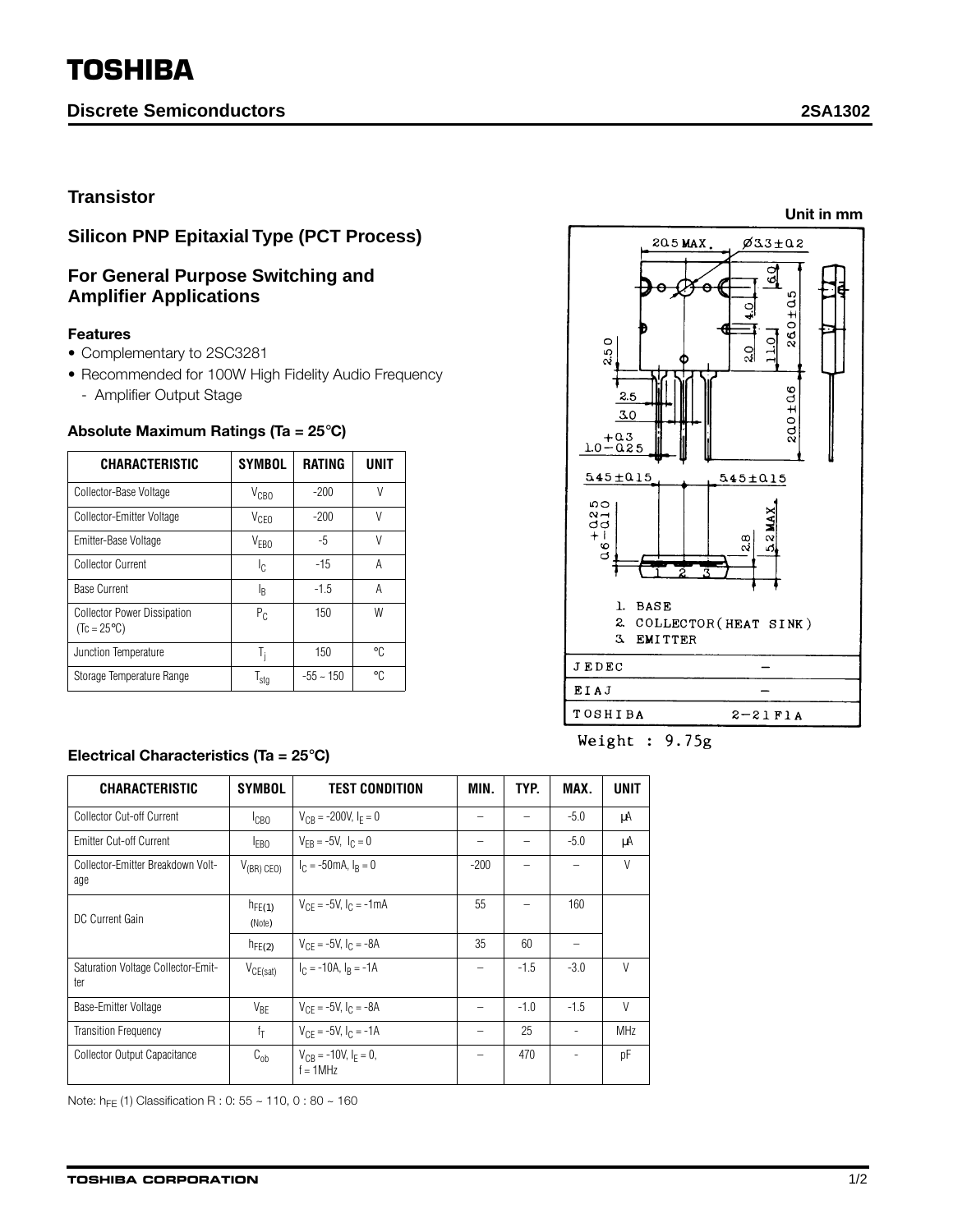# TOSHIBA

**Discrete Semiconductors** **2SA1302**

## Transistor

## Silicon PNP Epitaxial Type (PCT Process)

## For General Purpose Switching and Amplifier Applications

### Features

- Complementary to 2SC3281
- Recommended for 100W High Fidelity Audio Frequency
  - Amplifier Output Stage

### Absolute Maximum Ratings (Ta = 25°C)

| CHARACTERISTIC | SYMBOL | RATING | UNIT |
|---|---|---|---|
| Collector-Base Voltage | $V_{CBO}$ | -200 | V |
| Collector-Emitter Voltage | $V_{CEO}$ | -200 | V |
| Emitter-Base Voltage | $V_{EBO}$ | -5 | V |
| Collector Current | $I_C$ | -15 | A |
| Base Current | $I_B$ | -1.5 | A |
| Collector Power Dissipation (Tc = 25°C) | $P_C$ | 150 | W |
| Junction Temperature | $T_j$ | 150 | °C |
| Storage Temperature Range | $T_{stg}$ | -55 ~ 150 | °C |

Unit in mm

1. BASE
2. COLLECTOR(HEAT SINK)
3. EMITTER

| JEDEC | – |
|---|---|
| EIAJ | – |
| TOSHIBA | 2-21F1A |

Weight : 9.75g

### Electrical Characteristics (Ta = 25°C)

| CHARACTERISTIC | SYMBOL | TEST CONDITION | MIN. | TYP. | MAX. | UNIT |
|---|---|---|---|---|---|---|
| Collector Cut-off Current | $I_{CBO}$ | $V_{CB}$ = -200V, $I_E$ = 0 | – | – | -5.0 | μA |
| Emitter Cut-off Current | $I_{EBO}$ | $V_{EB}$ = -5V, $I_C$ = 0 | – | – | -5.0 | μA |
| Collector-Emitter Breakdown Voltage | $V_{(BR)\ CEO)}$ | $I_C$ = -50mA, $I_B$ = 0 | -200 | – | – | V |
| DC Current Gain | $h_{FE(1)}$ (Note) | $V_{CE}$ = -5V, $I_C$ = -1mA | 55 | – | 160 | |
| | $h_{FE(2)}$ | $V_{CE}$ = -5V, $I_C$ = -8A | 35 | 60 | – | |
| Saturation Voltage Collector-Emitter | $V_{CE(sat)}$ | $I_C$ = -10A, $I_B$ = -1A | – | -1.5 | -3.0 | V |
| Base-Emitter Voltage | $V_{BE}$ | $V_{CE}$ = -5V, $I_C$ = -8A | – | -1.0 | -1.5 | V |
| Transition Frequency | $f_T$ | $V_{CE}$ = -5V, $I_C$ = -1A | – | 25 | - | MHz |
| Collector Output Capacitance | $C_{ob}$ | $V_{CB}$ = -10V, $I_E$ = 0, f = 1MHz | – | 470 | - | pF |

Note: $h_{FE}$ (1) Classification R : 0: 55 ~ 110, 0 : 80 ~ 160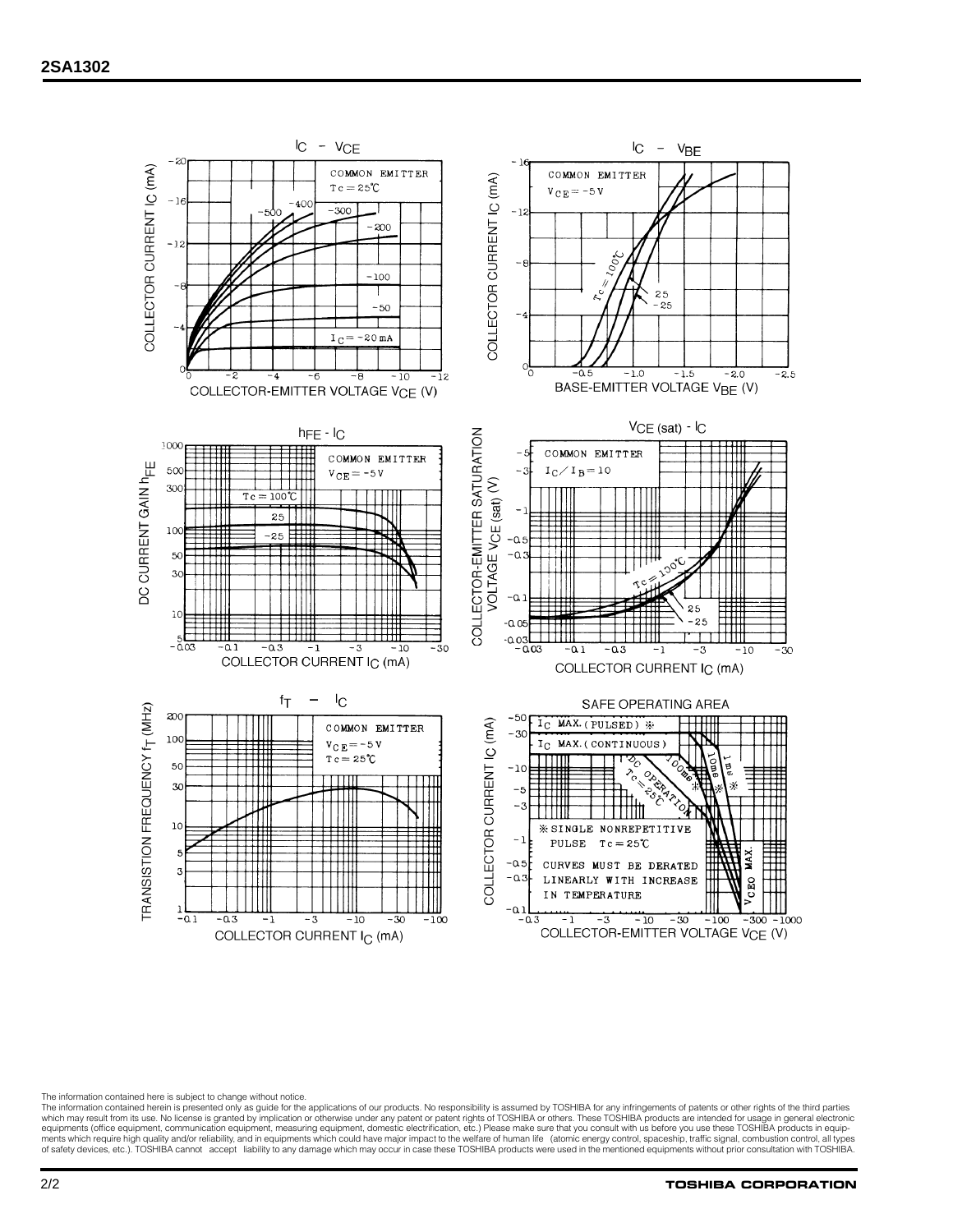## $I_C$ – $V_{CE}$

COMMON EMITTER
Tc = 25℃

COLLECTOR CURRENT $I_C$ (mA)

COLLECTOR-EMITTER VOLTAGE $V_{CE}$ (V)

-500
-400
-300
-200
-100
-50
$I_C$ = -20 mA

0 -2 -4 -6 -8 -10 -12
0 -4 -8 -12 -16 -20

## $I_C$ – $V_{BE}$

COMMON EMITTER
$V_{CE}$ = -5 V

COLLECTOR CURRENT $I_C$ (mA)

BASE-EMITTER VOLTAGE $V_{BE}$ (V)

Tc = 100℃
25
-25

0 -0.5 -1.0 -1.5 -2.0 -2.5
0 -4 -8 -12 -16

## $h_{FE}$ - $I_C$

COMMON EMITTER
$V_{CE}$ = -5 V

DC CURRENT GAIN $h_{FE}$

COLLECTOR CURRENT $I_C$ (mA)

Tc = 100℃
25
-25

-0.03 -0.1 -0.3 -1 -3 -10 -30
5 10 30 50 100 300 500 1000

## $V_{CE}$ (sat) - $I_C$

COMMON EMITTER
$I_C$ / $I_B$ = 10

COLLECTOR-EMITTER SATURATION VOLTAGE $V_{CE}$ (sat) (V)

COLLECTOR CURRENT $I_C$ (mA)

Tc = 100℃
25
-25

-0.03 -0.1 -0.3 -1 -3 -10 -30
-0.03 -0.05 -0.1 -0.3 -0.5 -1 -3 -5

## $f_T$ – $I_C$

COMMON EMITTER
$V_{CE}$ = -5 V
Tc = 25℃

TRANSISTION FREQUENCY $f_T$ (MHz)

COLLECTOR CURRENT $I_C$ (mA)

-0.1 -0.3 -1 -3 -10 -30 -100
1 3 5 10 30 50 100 200

## SAFE OPERATING AREA

$I_C$ MAX. (PULSED) ※
$I_C$ MAX. (CONTINUOUS)
DC OPERATION Tc = 25℃
100ms ※
10ms ※
1ms ※
$V_{CEO}$ MAX.

※ SINGLE NONREPETITIVE PULSE Tc = 25℃

CURVES MUST BE DERATED LINEARLY WITH INCREASE IN TEMPERATURE

COLLECTOR CURRENT $I_C$ (mA)

COLLECTOR-EMITTER VOLTAGE $V_{CE}$ (V)

-0.3 -1 -3 -10 -30 -100 -300 -1000
-0.1 -0.3 -0.5 -1 -3 -5 -10 -30 -50

The information contained here is subject to change without notice.
The information contained herein is presented only as guide for the applications of our products. No responsibility is assumed by TOSHIBA for any infringements of patents or other rights of the third parties which may result from its use. No license is granted by implication or otherwise under any patent or patent rights of TOSHIBA or others. These TOSHIBA products are intended for usage in general electronic equipments (office equipment, communication equipment, measuring equipment, domestic electrification, etc.) Please make sure that you consult with us before you use these TOSHIBA products in equipments which require high quality and/or reliability, and in equipments which could have major impact to the welfare of human life (atomic energy control, spaceship, traffic signal, combustion control, all types of safety devices, etc.). TOSHIBA cannot accept liability to any damage which may occur in case these TOSHIBA products were used in the mentioned equipments without prior consultation with TOSHIBA.